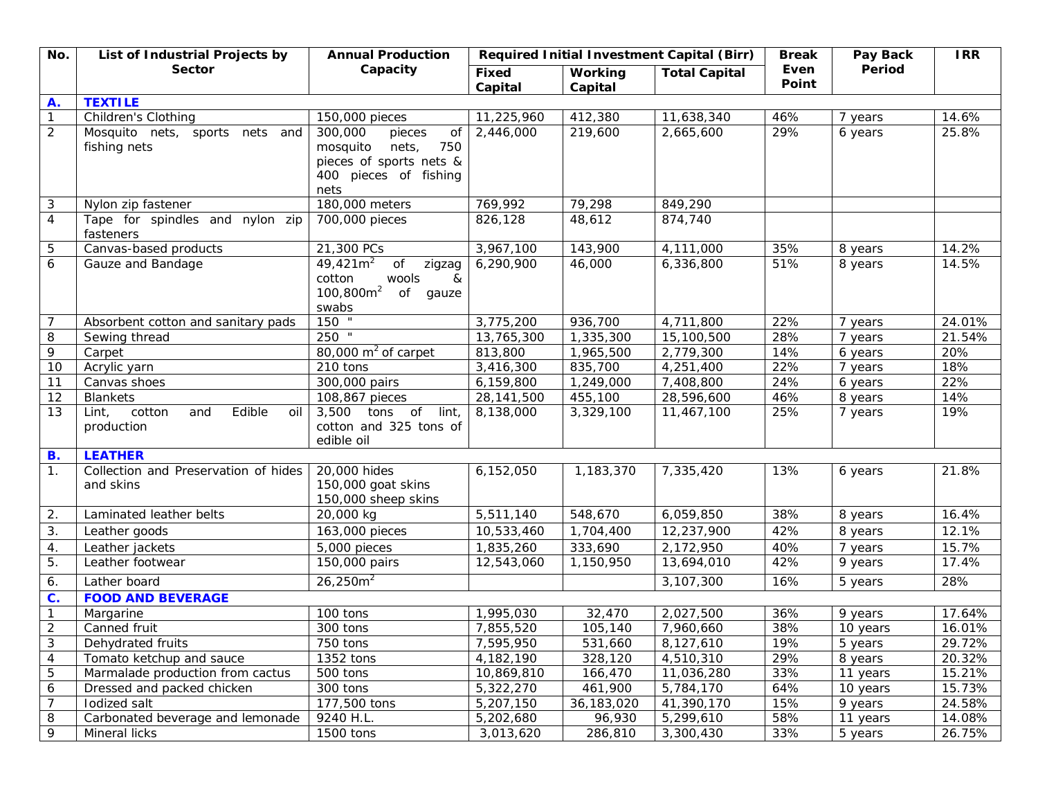| No. | List of Industrial Projects by Sector | Annual Production Capacity | Required Initial Investment Capital (Birr) | | | Break Even Point | Pay Back Period | IRR |
|---|---|---|---|---|---|---|---|---|
| | | | Fixed Capital | Working Capital | Total Capital | | | |
| **A.** | **TEXTILE** | | | | | | | |
| 1 | Children's Clothing | 150,000 pieces | 11,225,960 | 412,380 | 11,638,340 | 46% | 7 years | 14.6% |
| 2 | Mosquito nets, sports nets and fishing nets | 300,000 pieces of mosquito nets, 750 pieces of sports nets & 400 pieces of fishing nets | 2,446,000 | 219,600 | 2,665,600 | 29% | 6 years | 25.8% |
| 3 | Nylon zip fastener | 180,000 meters | 769,992 | 79,298 | 849,290 | | | |
| 4 | Tape for spindles and nylon zip fasteners | 700,000 pieces | 826,128 | 48,612 | 874,740 | | | |
| 5 | Canvas-based products | 21,300 PCs | 3,967,100 | 143,900 | 4,111,000 | 35% | 8 years | 14.2% |
| 6 | Gauze and Bandage | 49,421$m^2$ of zigzag cotton wools & 100,800$m^2$ of gauze swabs | 6,290,900 | 46,000 | 6,336,800 | 51% | 8 years | 14.5% |
| 7 | Absorbent cotton and sanitary pads | 150 " | 3,775,200 | 936,700 | 4,711,800 | 22% | 7 years | 24.01% |
| 8 | Sewing thread | 250 " | 13,765,300 | 1,335,300 | 15,100,500 | 28% | 7 years | 21.54% |
| 9 | Carpet | 80,000 $m^2$ of carpet | 813,800 | 1,965,500 | 2,779,300 | 14% | 6 years | 20% |
| 10 | Acrylic yarn | 210 tons | 3,416,300 | 835,700 | 4,251,400 | 22% | 7 years | 18% |
| 11 | Canvas shoes | 300,000 pairs | 6,159,800 | 1,249,000 | 7,408,800 | 24% | 6 years | 22% |
| 12 | Blankets | 108,867 pieces | 28,141,500 | 455,100 | 28,596,600 | 46% | 8 years | 14% |
| 13 | Lint, cotton and Edible oil production | 3,500 tons of lint, cotton and 325 tons of edible oil | 8,138,000 | 3,329,100 | 11,467,100 | 25% | 7 years | 19% |
| **B.** | **LEATHER** | | | | | | | |
| 1. | Collection and Preservation of hides and skins | 20,000 hides<br>150,000 goat skins<br>150,000 sheep skins | 6,152,050 | 1,183,370 | 7,335,420 | 13% | 6 years | 21.8% |
| 2. | Laminated leather belts | 20,000 kg | 5,511,140 | 548,670 | 6,059,850 | 38% | 8 years | 16.4% |
| 3. | Leather goods | 163,000 pieces | 10,533,460 | 1,704,400 | 12,237,900 | 42% | 8 years | 12.1% |
| 4. | Leather jackets | 5,000 pieces | 1,835,260 | 333,690 | 2,172,950 | 40% | 7 years | 15.7% |
| 5. | Leather footwear | 150,000 pairs | 12,543,060 | 1,150,950 | 13,694,010 | 42% | 9 years | 17.4% |
| 6. | Lather board | 26,250$m^2$ | | | 3,107,300 | 16% | 5 years | 28% |
| **C.** | **FOOD AND BEVERAGE** | | | | | | | |
| 1 | Margarine | 100 tons | 1,995,030 | 32,470 | 2,027,500 | 36% | 9 years | 17.64% |
| 2 | Canned fruit | 300 tons | 7,855,520 | 105,140 | 7,960,660 | 38% | 10 years | 16.01% |
| 3 | Dehydrated fruits | 750 tons | 7,595,950 | 531,660 | 8,127,610 | 19% | 5 years | 29.72% |
| 4 | Tomato ketchup and sauce | 1352 tons | 4,182,190 | 328,120 | 4,510,310 | 29% | 8 years | 20.32% |
| 5 | Marmalade production from cactus | 500 tons | 10,869,810 | 166,470 | 11,036,280 | 33% | 11 years | 15.21% |
| 6 | Dressed and packed chicken | 300 tons | 5,322,270 | 461,900 | 5,784,170 | 64% | 10 years | 15.73% |
| 7 | Iodized salt | 177,500 tons | 5,207,150 | 36,183,020 | 41,390,170 | 15% | 9 years | 24.58% |
| 8 | Carbonated beverage and lemonade | 9240 H.L. | 5,202,680 | 96,930 | 5,299,610 | 58% | 11 years | 14.08% |
| 9 | Mineral licks | 1500 tons | 3,013,620 | 286,810 | 3,300,430 | 33% | 5 years | 26.75% |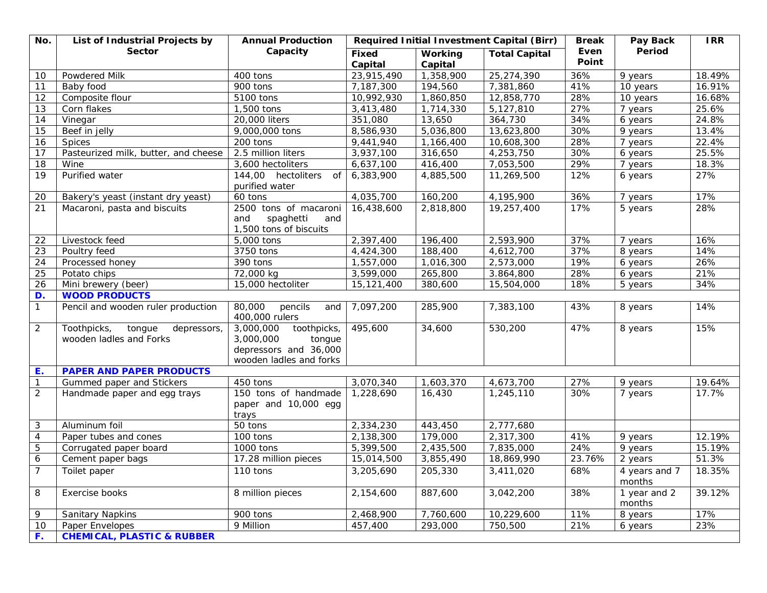| No. | List of Industrial Projects by Sector | Annual Production Capacity | Required Initial Investment Capital (Birr) | | | Break Even Point | Pay Back Period | IRR |
|---|---|---|---|---|---|---|---|---|
| | | | Fixed Capital | Working Capital | Total Capital | | | |
| 10 | Powdered Milk | 400 tons | 23,915,490 | 1,358,900 | 25,274,390 | 36% | 9 years | 18.49% |
| 11 | Baby food | 900 tons | 7,187,300 | 194,560 | 7,381,860 | 41% | 10 years | 16.91% |
| 12 | Composite flour | 5100 tons | 10,992,930 | 1,860,850 | 12,858,770 | 28% | 10 years | 16.68% |
| 13 | Corn flakes | 1,500 tons | 3,413,480 | 1,714,330 | 5,127,810 | 27% | 7 years | 25.6% |
| 14 | Vinegar | 20,000 liters | 351,080 | 13,650 | 364,730 | 34% | 6 years | 24.8% |
| 15 | Beef in jelly | 9,000,000 tons | 8,586,930 | 5,036,800 | 13,623,800 | 30% | 9 years | 13.4% |
| 16 | Spices | 200 tons | 9,441,940 | 1,166,400 | 10,608,300 | 28% | 7 years | 22.4% |
| 17 | Pasteurized milk, butter, and cheese | 2.5 million liters | 3,937,100 | 316,650 | 4,253,750 | 30% | 6 years | 25.5% |
| 18 | Wine | 3,600 hectoliters | 6,637,100 | 416,400 | 7,053,500 | 29% | 7 years | 18.3% |
| 19 | Purified water | 144,00 hectoliters of purified water | 6,383,900 | 4,885,500 | 11,269,500 | 12% | 6 years | 27% |
| 20 | Bakery's yeast (instant dry yeast) | 60 tons | 4,035,700 | 160,200 | 4,195,900 | 36% | 7 years | 17% |
| 21 | Macaroni, pasta and biscuits | 2500 tons of macaroni and spaghetti and 1,500 tons of biscuits | 16,438,600 | 2,818,800 | 19,257,400 | 17% | 5 years | 28% |
| 22 | Livestock feed | 5,000 tons | 2,397,400 | 196,400 | 2,593,900 | 37% | 7 years | 16% |
| 23 | Poultry feed | 3750 tons | 4,424,300 | 188,400 | 4,612,700 | 37% | 8 years | 14% |
| 24 | Processed honey | 390 tons | 1,557,000 | 1,016,300 | 2,573,000 | 19% | 6 years | 26% |
| 25 | Potato chips | 72,000 kg | 3,599,000 | 265,800 | 3.864,800 | 28% | 6 years | 21% |
| 26 | Mini brewery (beer) | 15,000 hectoliter | 15,121,400 | 380,600 | 15,504,000 | 18% | 5 years | 34% |
| **D.** | **WOOD PRODUCTS** | | | | | | | |
| 1 | Pencil and wooden ruler production | 80,000 pencils and 400,000 rulers | 7,097,200 | 285,900 | 7,383,100 | 43% | 8 years | 14% |
| 2 | Toothpicks, tongue depressors, wooden ladles and Forks | 3,000,000 toothpicks, 3,000,000 tongue depressors and 36,000 wooden ladles and forks | 495,600 | 34,600 | 530,200 | 47% | 8 years | 15% |
| **E.** | **PAPER AND PAPER PRODUCTS** | | | | | | | |
| 1 | Gummed paper and Stickers | 450 tons | 3,070,340 | 1,603,370 | 4,673,700 | 27% | 9 years | 19.64% |
| 2 | Handmade paper and egg trays | 150 tons of handmade paper and 10,000 egg trays | 1,228,690 | 16,430 | 1,245,110 | 30% | 7 years | 17.7% |
| 3 | Aluminum foil | 50 tons | 2,334,230 | 443,450 | 2,777,680 | | | |
| 4 | Paper tubes and cones | 100 tons | 2,138,300 | 179,000 | 2,317,300 | 41% | 9 years | 12.19% |
| 5 | Corrugated paper board | 1000 tons | 5,399,500 | 2,435,500 | 7,835,000 | 24% | 9 years | 15.19% |
| 6 | Cement paper bags | 17.28 million pieces | 15,014,500 | 3,855,490 | 18,869,990 | 23.76% | 2 years | 51.3% |
| 7 | Toilet paper | 110 tons | 3,205,690 | 205,330 | 3,411,020 | 68% | 4 years and 7 months | 18.35% |
| 8 | Exercise books | 8 million pieces | 2,154,600 | 887,600 | 3,042,200 | 38% | 1 year and 2 months | 39.12% |
| 9 | Sanitary Napkins | 900 tons | 2,468,900 | 7,760,600 | 10,229,600 | 11% | 8 years | 17% |
| 10 | Paper Envelopes | 9 Million | 457,400 | 293,000 | 750,500 | 21% | 6 years | 23% |
| **F.** | **CHEMICAL, PLASTIC & RUBBER** | | | | | | | |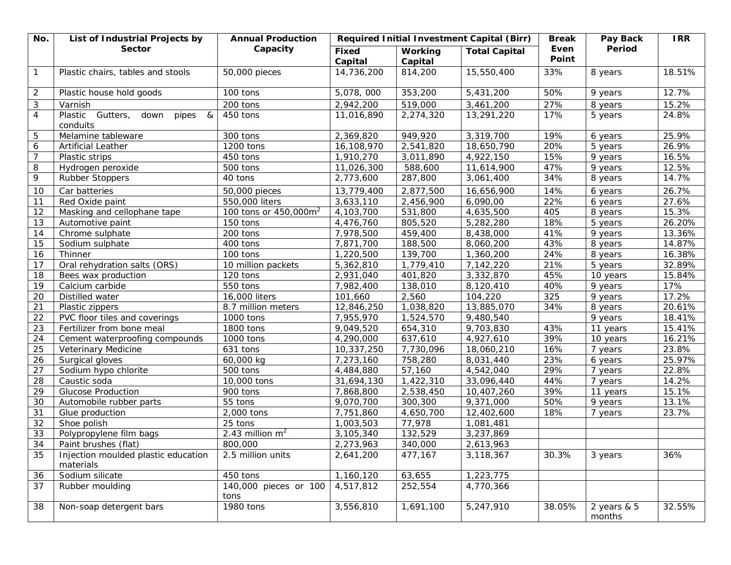| No. | List of Industrial Projects by Sector | Annual Production Capacity | Required Initial Investment Capital (Birr) | | | Break Even Point | Pay Back Period | IRR |
|---|---|---|---|---|---|---|---|---|
| | | | Fixed Capital | Working Capital | Total Capital | | | |
| 1 | Plastic chairs, tables and stools | 50,000 pieces | 14,736,200 | 814,200 | 15,550,400 | 33% | 8 years | 18.51% |
| 2 | Plastic house hold goods | 100 tons | 5,078, 000 | 353,200 | 5,431,200 | 50% | 9 years | 12.7% |
| 3 | Varnish | 200 tons | 2,942,200 | 519,000 | 3,461,200 | 27% | 8 years | 15.2% |
| 4 | Plastic Gutters, down pipes & conduits | 450 tons | 11,016,890 | 2,274,320 | 13,291,220 | 17% | 5 years | 24.8% |
| 5 | Melamine tableware | 300 tons | 2,369,820 | 949,920 | 3,319,700 | 19% | 6 years | 25.9% |
| 6 | Artificial Leather | 1200 tons | 16,108,970 | 2,541,820 | 18,650,790 | 20% | 5 years | 26.9% |
| 7 | Plastic strips | 450 tons | 1,910,270 | 3,011,890 | 4,922,150 | 15% | 9 years | 16.5% |
| 8 | Hydrogen peroxide | 500 tons | 11,026,300 | 588,600 | 11,614,900 | 47% | 9 years | 12.5% |
| 9 | Rubber Stoppers | 40 tons | 2,773,600 | 287,800 | 3,061,400 | 34% | 8 years | 14.7% |
| 10 | Car batteries | 50,000 pieces | 13,779,400 | 2,877,500 | 16,656,900 | 14% | 6 years | 26.7% |
| 11 | Red Oxide paint | 550,000 liters | 3,633,110 | 2,456,900 | 6,090,00 | 22% | 6 years | 27.6% |
| 12 | Masking and cellophane tape | 100 tons or 450,000m$^2$ | 4,103,700 | 531,800 | 4,635,500 | 405 | 8 years | 15.3% |
| 13 | Automotive paint | 150 tons | 4,476,760 | 805,520 | 5,282,280 | 18% | 5 years | 26.20% |
| 14 | Chrome sulphate | 200 tons | 7,978,500 | 459,400 | 8,438,000 | 41% | 9 years | 13.36% |
| 15 | Sodium sulphate | 400 tons | 7,871,700 | 188,500 | 8,060,200 | 43% | 8 years | 14.87% |
| 16 | Thinner | 100 tons | 1,220,500 | 139,700 | 1,360,200 | 24% | 8 years | 16.38% |
| 17 | Oral rehydration salts (ORS) | 10 million packets | 5,362,810 | 1,779,410 | 7,142,220 | 21% | 5 years | 32.89% |
| 18 | Bees wax production | 120 tons | 2,931,040 | 401,820 | 3,332,870 | 45% | 10 years | 15.84% |
| 19 | Calcium carbide | 550 tons | 7,982,400 | 138,010 | 8,120,410 | 40% | 9 years | 17% |
| 20 | Distilled water | 16,000 liters | 101,660 | 2,560 | 104,220 | 325 | 9 years | 17.2% |
| 21 | Plastic zippers | 8.7 million meters | 12,846,250 | 1,038,820 | 13,885,070 | 34% | 8 years | 20.61% |
| 22 | PVC floor tiles and coverings | 1000 tons | 7,955,970 | 1,524,570 | 9,480,540 | | 9 years | 18.41% |
| 23 | Fertilizer from bone meal | 1800 tons | 9,049,520 | 654,310 | 9,703,830 | 43% | 11 years | 15.41% |
| 24 | Cement waterproofing compounds | 1000 tons | 4,290,000 | 637,610 | 4,927,610 | 39% | 10 years | 16.21% |
| 25 | Veterinary Medicine | 631 tons | 10,337,250 | 7,730,096 | 18,060,210 | 16% | 7 years | 23.8% |
| 26 | Surgical gloves | 60,000 kg | 7,273,160 | 758,280 | 8,031,440 | 23% | 6 years | 25.97% |
| 27 | Sodium hypo chlorite | 500 tons | 4,484,880 | 57,160 | 4,542,040 | 29% | 7 years | 22.8% |
| 28 | Caustic soda | 10,000 tons | 31,694,130 | 1,422,310 | 33,096,440 | 44% | 7 years | 14.2% |
| 29 | Glucose Production | 900 tons | 7,868,800 | 2,538,450 | 10,407,260 | 39% | 11 years | 15.1% |
| 30 | Automobile rubber parts | 55 tons | 9,070,700 | 300,300 | 9,371,000 | 50% | 9 years | 13.1% |
| 31 | Glue production | 2,000 tons | 7,751,860 | 4,650,700 | 12,402,600 | 18% | 7 years | 23.7% |
| 32 | Shoe polish | 25 tons | 1,003,503 | 77,978 | 1,081,481 | | | |
| 33 | Polypropylene film bags | 2.43 million m$^2$ | 3,105,340 | 132,529 | 3,237,869 | | | |
| 34 | Paint brushes (flat) | 800,000 | 2,273,963 | 340,000 | 2,613,963 | | | |
| 35 | Injection moulded plastic education materials | 2.5 million units | 2,641,200 | 477,167 | 3,118,367 | 30.3% | 3 years | 36% |
| 36 | Sodium silicate | 450 tons | 1,160,120 | 63,655 | 1,223,775 | | | |
| 37 | Rubber moulding | 140,000 pieces or 100 tons | 4,517,812 | 252,554 | 4,770,366 | | | |
| 38 | Non-soap detergent bars | 1980 tons | 3,556,810 | 1,691,100 | 5,247,910 | 38.05% | 2 years & 5 months | 32.55% |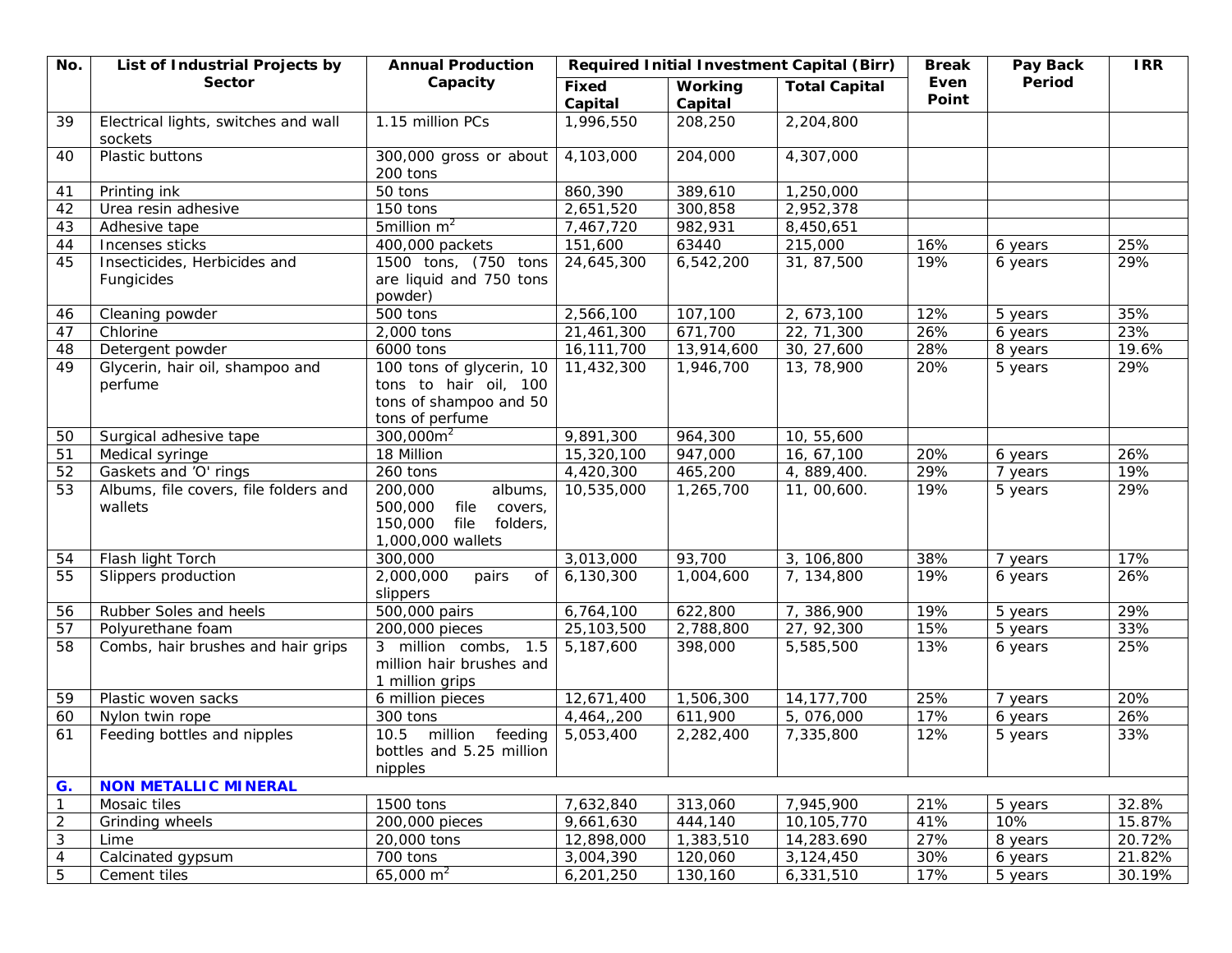| No. | List of Industrial Projects by Sector | Annual Production Capacity | Required Initial Investment Capital (Birr) | | | Break Even Point | Pay Back Period | IRR |
|---|---|---|---|---|---|---|---|---|
| | | | Fixed Capital | Working Capital | Total Capital | | | |
| 39 | Electrical lights, switches and wall sockets | 1.15 million PCs | 1,996,550 | 208,250 | 2,204,800 | | | |
| 40 | Plastic buttons | 300,000 gross or about 200 tons | 4,103,000 | 204,000 | 4,307,000 | | | |
| 41 | Printing ink | 50 tons | 860,390 | 389,610 | 1,250,000 | | | |
| 42 | Urea resin adhesive | 150 tons | 2,651,520 | 300,858 | 2,952,378 | | | |
| 43 | Adhesive tape | 5million $m^2$ | 7,467,720 | 982,931 | 8,450,651 | | | |
| 44 | Incenses sticks | 400,000 packets | 151,600 | 63440 | 215,000 | 16% | 6 years | 25% |
| 45 | Insecticides, Herbicides and Fungicides | 1500 tons, (750 tons are liquid and 750 tons powder) | 24,645,300 | 6,542,200 | 31, 87,500 | 19% | 6 years | 29% |
| 46 | Cleaning powder | 500 tons | 2,566,100 | 107,100 | 2, 673,100 | 12% | 5 years | 35% |
| 47 | Chlorine | 2,000 tons | 21,461,300 | 671,700 | 22, 71,300 | 26% | 6 years | 23% |
| 48 | Detergent powder | 6000 tons | 16,111,700 | 13,914,600 | 30, 27,600 | 28% | 8 years | 19.6% |
| 49 | Glycerin, hair oil, shampoo and perfume | 100 tons of glycerin, 10 tons to hair oil, 100 tons of shampoo and 50 tons of perfume | 11,432,300 | 1,946,700 | 13, 78,900 | 20% | 5 years | 29% |
| 50 | Surgical adhesive tape | 300,000$m^2$ | 9,891,300 | 964,300 | 10, 55,600 | | | |
| 51 | Medical syringe | 18 Million | 15,320,100 | 947,000 | 16, 67,100 | 20% | 6 years | 26% |
| 52 | Gaskets and 'O' rings | 260 tons | 4,420,300 | 465,200 | 4, 889,400. | 29% | 7 years | 19% |
| 53 | Albums, file covers, file folders and wallets | 200,000 albums, 500,000 file covers, 150,000 file folders, 1,000,000 wallets | 10,535,000 | 1,265,700 | 11, 00,600. | 19% | 5 years | 29% |
| 54 | Flash light Torch | 300,000 | 3,013,000 | 93,700 | 3, 106,800 | 38% | 7 years | 17% |
| 55 | Slippers production | 2,000,000 pairs of slippers | 6,130,300 | 1,004,600 | 7, 134,800 | 19% | 6 years | 26% |
| 56 | Rubber Soles and heels | 500,000 pairs | 6,764,100 | 622,800 | 7, 386,900 | 19% | 5 years | 29% |
| 57 | Polyurethane foam | 200,000 pieces | 25,103,500 | 2,788,800 | 27, 92,300 | 15% | 5 years | 33% |
| 58 | Combs, hair brushes and hair grips | 3 million combs, 1.5 million hair brushes and 1 million grips | 5,187,600 | 398,000 | 5,585,500 | 13% | 6 years | 25% |
| 59 | Plastic woven sacks | 6 million pieces | 12,671,400 | 1,506,300 | 14,177,700 | 25% | 7 years | 20% |
| 60 | Nylon twin rope | 300 tons | 4,464,,200 | 611,900 | 5, 076,000 | 17% | 6 years | 26% |
| 61 | Feeding bottles and nipples | 10.5 million feeding bottles and 5.25 million nipples | 5,053,400 | 2,282,400 | 7,335,800 | 12% | 5 years | 33% |
| **G.** | **NON METALLIC MINERAL** | | | | | | | |
| 1 | Mosaic tiles | 1500 tons | 7,632,840 | 313,060 | 7,945,900 | 21% | 5 years | 32.8% |
| 2 | Grinding wheels | 200,000 pieces | 9,661,630 | 444,140 | 10,105,770 | 41% | 10% | 15.87% |
| 3 | Lime | 20,000 tons | 12,898,000 | 1,383,510 | 14,283.690 | 27% | 8 years | 20.72% |
| 4 | Calcinated gypsum | 700 tons | 3,004,390 | 120,060 | 3,124,450 | 30% | 6 years | 21.82% |
| 5 | Cement tiles | 65,000 $m^2$ | 6,201,250 | 130,160 | 6,331,510 | 17% | 5 years | 30.19% |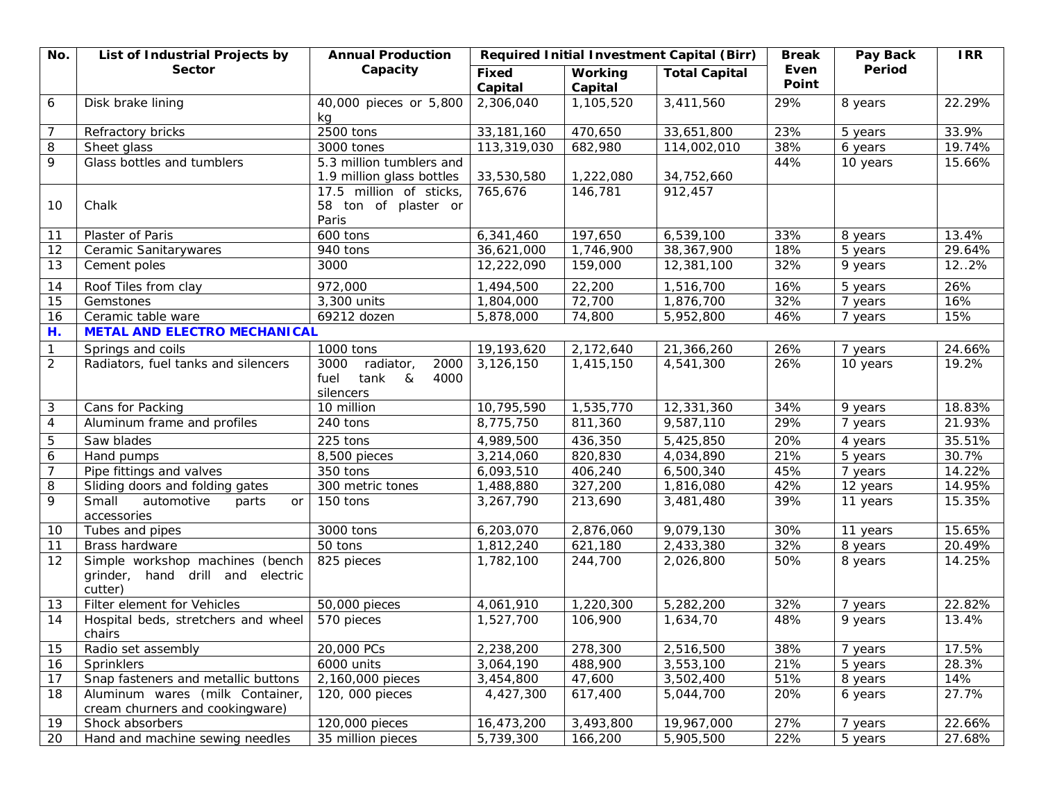| No. | List of Industrial Projects by Sector | Annual Production Capacity | Required Initial Investment Capital (Birr) | | | Break Even Point | Pay Back Period | IRR |
|---|---|---|---|---|---|---|---|---|
| | | | Fixed Capital | Working Capital | Total Capital | | | |
| 6 | Disk brake lining | 40,000 pieces or 5,800 kg | 2,306,040 | 1,105,520 | 3,411,560 | 29% | 8 years | 22.29% |
| 7 | Refractory bricks | 2500 tons | 33,181,160 | 470,650 | 33,651,800 | 23% | 5 years | 33.9% |
| 8 | Sheet glass | 3000 tones | 113,319,030 | 682,980 | 114,002,010 | 38% | 6 years | 19.74% |
| 9 | Glass bottles and tumblers | 5.3 million tumblers and 1.9 million glass bottles | 33,530,580 | 1,222,080 | 34,752,660 | 44% | 10 years | 15.66% |
| 10 | Chalk | 17.5 million of sticks, 58 ton of plaster or Paris | 765,676 | 146,781 | 912,457 | | | |
| 11 | Plaster of Paris | 600 tons | 6,341,460 | 197,650 | 6,539,100 | 33% | 8 years | 13.4% |
| 12 | Ceramic Sanitarywares | 940 tons | 36,621,000 | 1,746,900 | 38,367,900 | 18% | 5 years | 29.64% |
| 13 | Cement poles | 3000 | 12,222,090 | 159,000 | 12,381,100 | 32% | 9 years | 12..2% |
| 14 | Roof Tiles from clay | 972,000 | 1,494,500 | 22,200 | 1,516,700 | 16% | 5 years | 26% |
| 15 | Gemstones | 3,300 units | 1,804,000 | 72,700 | 1,876,700 | 32% | 7 years | 16% |
| 16 | Ceramic table ware | 69212 dozen | 5,878,000 | 74,800 | 5,952,800 | 46% | 7 years | 15% |
| **H.** | **METAL AND ELECTRO MECHANICAL** | | | | | | | |
| 1 | Springs and coils | 1000 tons | 19,193,620 | 2,172,640 | 21,366,260 | 26% | 7 years | 24.66% |
| 2 | Radiators, fuel tanks and silencers | 3000 radiator, 2000 fuel tank & 4000 silencers | 3,126,150 | 1,415,150 | 4,541,300 | 26% | 10 years | 19.2% |
| 3 | Cans for Packing | 10 million | 10,795,590 | 1,535,770 | 12,331,360 | 34% | 9 years | 18.83% |
| 4 | Aluminum frame and profiles | 240 tons | 8,775,750 | 811,360 | 9,587,110 | 29% | 7 years | 21.93% |
| 5 | Saw blades | 225 tons | 4,989,500 | 436,350 | 5,425,850 | 20% | 4 years | 35.51% |
| 6 | Hand pumps | 8,500 pieces | 3,214,060 | 820,830 | 4,034,890 | 21% | 5 years | 30.7% |
| 7 | Pipe fittings and valves | 350 tons | 6,093,510 | 406,240 | 6,500,340 | 45% | 7 years | 14.22% |
| 8 | Sliding doors and folding gates | 300 metric tones | 1,488,880 | 327,200 | 1,816,080 | 42% | 12 years | 14.95% |
| 9 | Small automotive parts or accessories | 150 tons | 3,267,790 | 213,690 | 3,481,480 | 39% | 11 years | 15.35% |
| 10 | Tubes and pipes | 3000 tons | 6,203,070 | 2,876,060 | 9,079,130 | 30% | 11 years | 15.65% |
| 11 | Brass hardware | 50 tons | 1,812,240 | 621,180 | 2,433,380 | 32% | 8 years | 20.49% |
| 12 | Simple workshop machines (bench grinder, hand drill and electric cutter) | 825 pieces | 1,782,100 | 244,700 | 2,026,800 | 50% | 8 years | 14.25% |
| 13 | Filter element for Vehicles | 50,000 pieces | 4,061,910 | 1,220,300 | 5,282,200 | 32% | 7 years | 22.82% |
| 14 | Hospital beds, stretchers and wheel chairs | 570 pieces | 1,527,700 | 106,900 | 1,634,70 | 48% | 9 years | 13.4% |
| 15 | Radio set assembly | 20,000 PCs | 2,238,200 | 278,300 | 2,516,500 | 38% | 7 years | 17.5% |
| 16 | Sprinklers | 6000 units | 3,064,190 | 488,900 | 3,553,100 | 21% | 5 years | 28.3% |
| 17 | Snap fasteners and metallic buttons | 2,160,000 pieces | 3,454,800 | 47,600 | 3,502,400 | 51% | 8 years | 14% |
| 18 | Aluminum wares (milk Container, cream churners and cookingware) | 120, 000 pieces | 4,427,300 | 617,400 | 5,044,700 | 20% | 6 years | 27.7% |
| 19 | Shock absorbers | 120,000 pieces | 16,473,200 | 3,493,800 | 19,967,000 | 27% | 7 years | 22.66% |
| 20 | Hand and machine sewing needles | 35 million pieces | 5,739,300 | 166,200 | 5,905,500 | 22% | 5 years | 27.68% |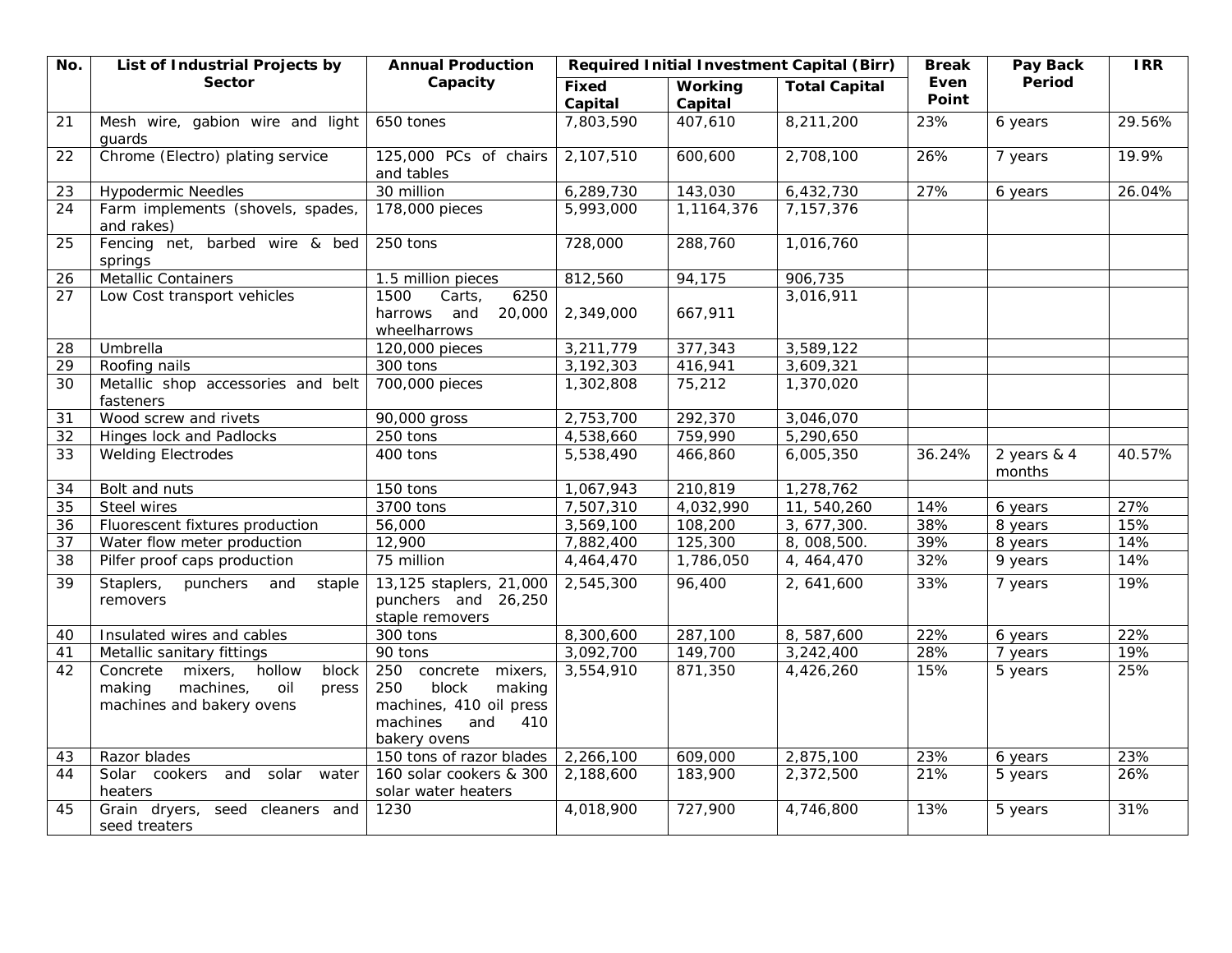| No. | List of Industrial Projects by Sector | Annual Production Capacity | Required Initial Investment Capital (Birr) | | | Break Even Point | Pay Back Period | IRR |
|---|---|---|---|---|---|---|---|---|
| | | | Fixed Capital | Working Capital | Total Capital | | | |
| 21 | Mesh wire, gabion wire and light guards | 650 tones | 7,803,590 | 407,610 | 8,211,200 | 23% | 6 years | 29.56% |
| 22 | Chrome (Electro) plating service | 125,000 PCs of chairs and tables | 2,107,510 | 600,600 | 2,708,100 | 26% | 7 years | 19.9% |
| 23 | Hypodermic Needles | 30 million | 6,289,730 | 143,030 | 6,432,730 | 27% | 6 years | 26.04% |
| 24 | Farm implements (shovels, spades, and rakes) | 178,000 pieces | 5,993,000 | 1,1164,376 | 7,157,376 | | | |
| 25 | Fencing net, barbed wire & bed springs | 250 tons | 728,000 | 288,760 | 1,016,760 | | | |
| 26 | Metallic Containers | 1.5 million pieces | 812,560 | 94,175 | 906,735 | | | |
| 27 | Low Cost transport vehicles | 1500 Carts, 6250 harrows and 20,000 wheelharrows | 2,349,000 | 667,911 | 3,016,911 | | | |
| 28 | Umbrella | 120,000 pieces | 3,211,779 | 377,343 | 3,589,122 | | | |
| 29 | Roofing nails | 300 tons | 3,192,303 | 416,941 | 3,609,321 | | | |
| 30 | Metallic shop accessories and belt fasteners | 700,000 pieces | 1,302,808 | 75,212 | 1,370,020 | | | |
| 31 | Wood screw and rivets | 90,000 gross | 2,753,700 | 292,370 | 3,046,070 | | | |
| 32 | Hinges lock and Padlocks | 250 tons | 4,538,660 | 759,990 | 5,290,650 | | | |
| 33 | Welding Electrodes | 400 tons | 5,538,490 | 466,860 | 6,005,350 | 36.24% | 2 years & 4 months | 40.57% |
| 34 | Bolt and nuts | 150 tons | 1,067,943 | 210,819 | 1,278,762 | | | |
| 35 | Steel wires | 3700 tons | 7,507,310 | 4,032,990 | 11, 540,260 | 14% | 6 years | 27% |
| 36 | Fluorescent fixtures production | 56,000 | 3,569,100 | 108,200 | 3, 677,300. | 38% | 8 years | 15% |
| 37 | Water flow meter production | 12,900 | 7,882,400 | 125,300 | 8, 008,500. | 39% | 8 years | 14% |
| 38 | Pilfer proof caps production | 75 million | 4,464,470 | 1,786,050 | 4, 464,470 | 32% | 9 years | 14% |
| 39 | Staplers, punchers and staple removers | 13,125 staplers, 21,000 punchers and 26,250 staple removers | 2,545,300 | 96,400 | 2, 641,600 | 33% | 7 years | 19% |
| 40 | Insulated wires and cables | 300 tons | 8,300,600 | 287,100 | 8, 587,600 | 22% | 6 years | 22% |
| 41 | Metallic sanitary fittings | 90 tons | 3,092,700 | 149,700 | 3,242,400 | 28% | 7 years | 19% |
| 42 | Concrete mixers, hollow block making machines, oil press machines and bakery ovens | 250 concrete mixers, 250 block making machines, 410 oil press machines and 410 bakery ovens | 3,554,910 | 871,350 | 4,426,260 | 15% | 5 years | 25% |
| 43 | Razor blades | 150 tons of razor blades | 2,266,100 | 609,000 | 2,875,100 | 23% | 6 years | 23% |
| 44 | Solar cookers and solar water heaters | 160 solar cookers & 300 solar water heaters | 2,188,600 | 183,900 | 2,372,500 | 21% | 5 years | 26% |
| 45 | Grain dryers, seed cleaners and seed treaters | 1230 | 4,018,900 | 727,900 | 4,746,800 | 13% | 5 years | 31% |